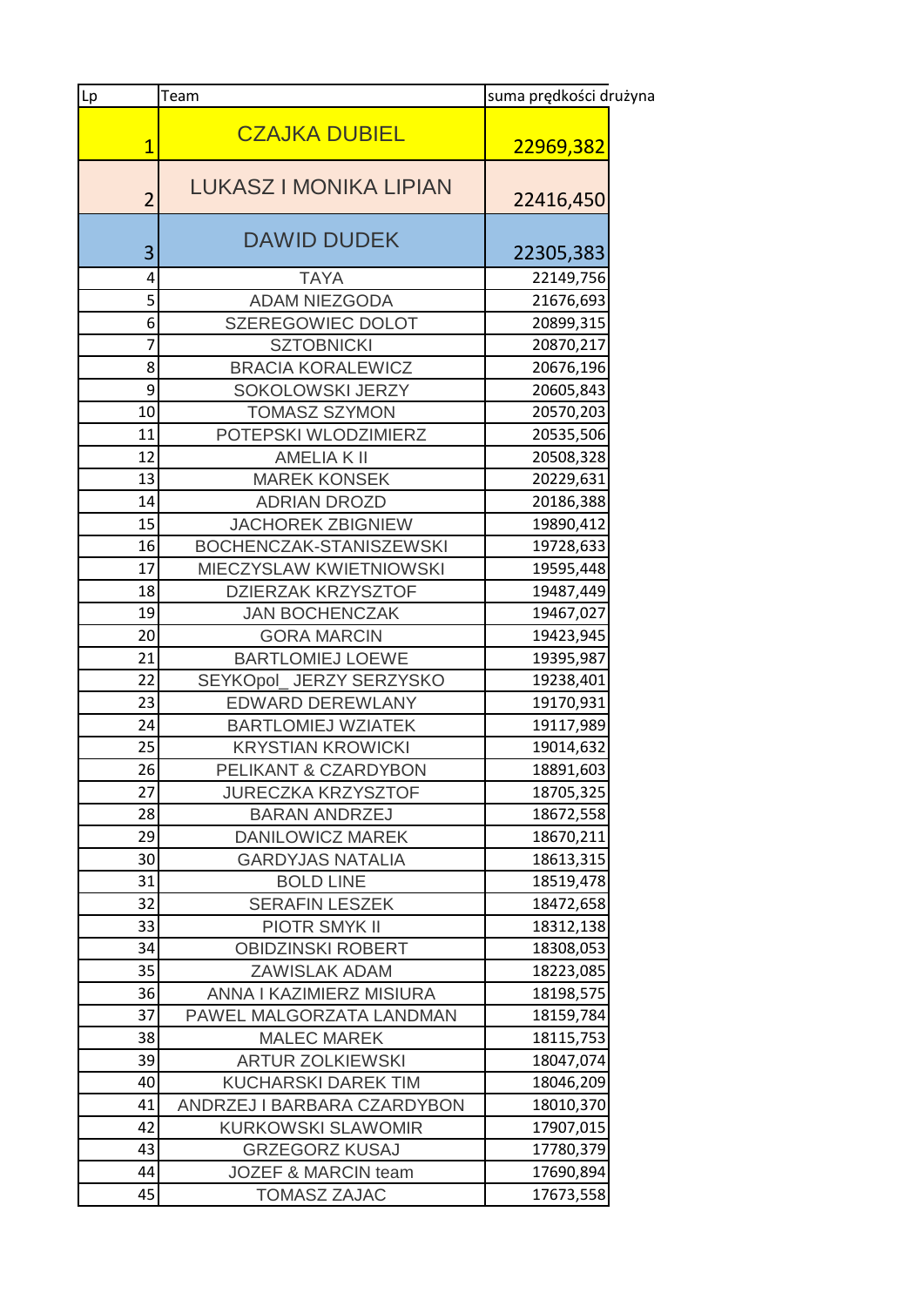| Lp | Team | suma prędkości drużyna |
|---|---|---|
| 1 | CZAJKA DUBIEL | 22969,382 |
| 2 | LUKASZ I MONIKA LIPIAN | 22416,450 |
| 3 | DAWID DUDEK | 22305,383 |
| 4 | TAYA | 22149,756 |
| 5 | ADAM NIEZGODA | 21676,693 |
| 6 | SZEREGOWIEC DOLOT | 20899,315 |
| 7 | SZTOBNICKI | 20870,217 |
| 8 | BRACIA KORALEWICZ | 20676,196 |
| 9 | SOKOLOWSKI JERZY | 20605,843 |
| 10 | TOMASZ SZYMON | 20570,203 |
| 11 | POTEPSKI WLODZIMIERZ | 20535,506 |
| 12 | AMELIA K II | 20508,328 |
| 13 | MAREK KONSEK | 20229,631 |
| 14 | ADRIAN DROZD | 20186,388 |
| 15 | JACHOREK ZBIGNIEW | 19890,412 |
| 16 | BOCHENCZAK-STANISZEWSKI | 19728,633 |
| 17 | MIECZYSLAW KWIETNIOWSKI | 19595,448 |
| 18 | DZIERZAK KRZYSZTOF | 19487,449 |
| 19 | JAN BOCHENCZAK | 19467,027 |
| 20 | GORA MARCIN | 19423,945 |
| 21 | BARTLOMIEJ LOEWE | 19395,987 |
| 22 | SEYKOpol_ JERZY SERZYSKO | 19238,401 |
| 23 | EDWARD DEREWLANY | 19170,931 |
| 24 | BARTLOMIEJ WZIATEK | 19117,989 |
| 25 | KRYSTIAN KROWICKI | 19014,632 |
| 26 | PELIKANT & CZARDYBON | 18891,603 |
| 27 | JURECZKA KRZYSZTOF | 18705,325 |
| 28 | BARAN ANDRZEJ | 18672,558 |
| 29 | DANILOWICZ MAREK | 18670,211 |
| 30 | GARDYJAS NATALIA | 18613,315 |
| 31 | BOLD LINE | 18519,478 |
| 32 | SERAFIN LESZEK | 18472,658 |
| 33 | PIOTR SMYK II | 18312,138 |
| 34 | OBIDZINSKI ROBERT | 18308,053 |
| 35 | ZAWISLAK ADAM | 18223,085 |
| 36 | ANNA I KAZIMIERZ MISIURA | 18198,575 |
| 37 | PAWEL MALGORZATA LANDMAN | 18159,784 |
| 38 | MALEC MAREK | 18115,753 |
| 39 | ARTUR ZOLKIEWSKI | 18047,074 |
| 40 | KUCHARSKI DAREK TIM | 18046,209 |
| 41 | ANDRZEJ I BARBARA CZARDYBON | 18010,370 |
| 42 | KURKOWSKI SLAWOMIR | 17907,015 |
| 43 | GRZEGORZ KUSAJ | 17780,379 |
| 44 | JOZEF & MARCIN team | 17690,894 |
| 45 | TOMASZ ZAJAC | 17673,558 |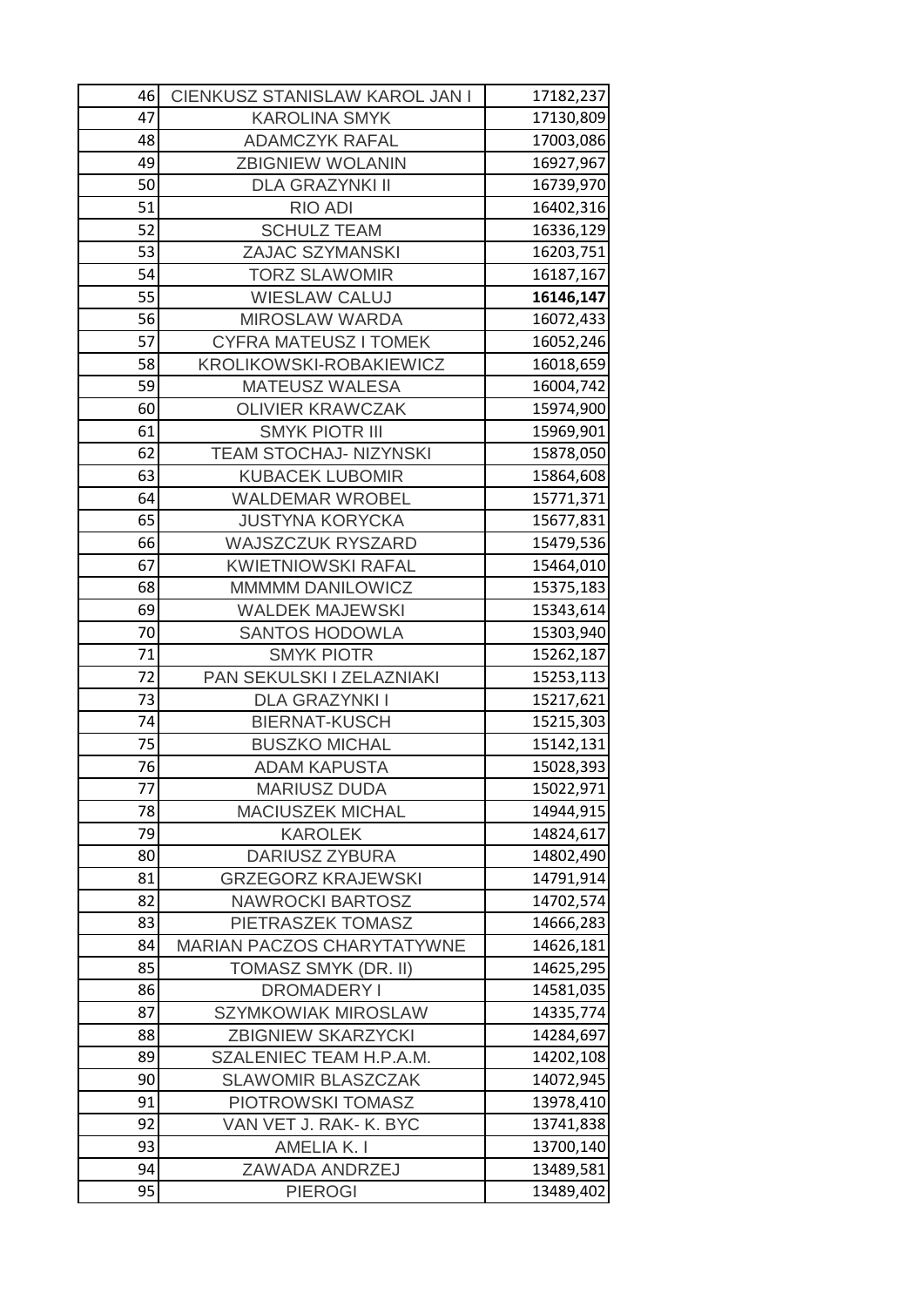| | | |
|---|---|---|
| 46 | CIENKUSZ STANISLAW KAROL JAN I | 17182,237 |
| 47 | KAROLINA SMYK | 17130,809 |
| 48 | ADAMCZYK RAFAL | 17003,086 |
| 49 | ZBIGNIEW WOLANIN | 16927,967 |
| 50 | DLA GRAZYNKI II | 16739,970 |
| 51 | RIO ADI | 16402,316 |
| 52 | SCHULZ TEAM | 16336,129 |
| 53 | ZAJAC SZYMANSKI | 16203,751 |
| 54 | TORZ SLAWOMIR | 16187,167 |
| 55 | WIESLAW CALUJ | **16146,147** |
| 56 | MIROSLAW WARDA | 16072,433 |
| 57 | CYFRA MATEUSZ I TOMEK | 16052,246 |
| 58 | KROLIKOWSKI-ROBAKIEWICZ | 16018,659 |
| 59 | MATEUSZ WALESA | 16004,742 |
| 60 | OLIVIER KRAWCZAK | 15974,900 |
| 61 | SMYK PIOTR III | 15969,901 |
| 62 | TEAM STOCHAJ- NIZYNSKI | 15878,050 |
| 63 | KUBACEK LUBOMIR | 15864,608 |
| 64 | WALDEMAR WROBEL | 15771,371 |
| 65 | JUSTYNA KORYCKA | 15677,831 |
| 66 | WAJSZCZUK RYSZARD | 15479,536 |
| 67 | KWIETNIOWSKI RAFAL | 15464,010 |
| 68 | MMMMM DANILOWICZ | 15375,183 |
| 69 | WALDEK MAJEWSKI | 15343,614 |
| 70 | SANTOS HODOWLA | 15303,940 |
| 71 | SMYK PIOTR | 15262,187 |
| 72 | PAN SEKULSKI I ZELAZNIAKI | 15253,113 |
| 73 | DLA GRAZYNKI I | 15217,621 |
| 74 | BIERNAT-KUSCH | 15215,303 |
| 75 | BUSZKO MICHAL | 15142,131 |
| 76 | ADAM KAPUSTA | 15028,393 |
| 77 | MARIUSZ DUDA | 15022,971 |
| 78 | MACIUSZEK MICHAL | 14944,915 |
| 79 | KAROLEK | 14824,617 |
| 80 | DARIUSZ ZYBURA | 14802,490 |
| 81 | GRZEGORZ KRAJEWSKI | 14791,914 |
| 82 | NAWROCKI BARTOSZ | 14702,574 |
| 83 | PIETRASZEK TOMASZ | 14666,283 |
| 84 | MARIAN PACZOS CHARYTATYWNE | 14626,181 |
| 85 | TOMASZ SMYK (DR. II) | 14625,295 |
| 86 | DROMADERY I | 14581,035 |
| 87 | SZYMKOWIAK MIROSLAW | 14335,774 |
| 88 | ZBIGNIEW SKARZYCKI | 14284,697 |
| 89 | SZALENIEC TEAM H.P.A.M. | 14202,108 |
| 90 | SLAWOMIR BLASZCZAK | 14072,945 |
| 91 | PIOTROWSKI TOMASZ | 13978,410 |
| 92 | VAN VET J. RAK- K. BYC | 13741,838 |
| 93 | AMELIA K. I | 13700,140 |
| 94 | ZAWADA ANDRZEJ | 13489,581 |
| 95 | PIEROGI | 13489,402 |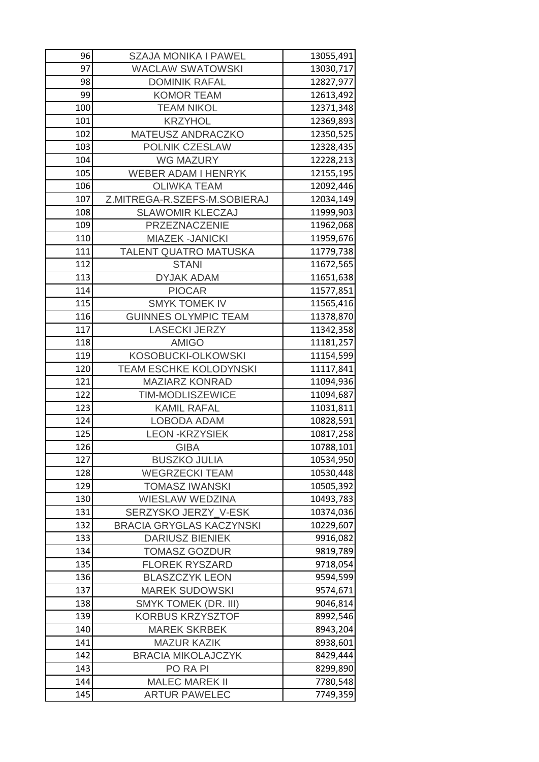| | | |
|---|---|---|
| 96 | SZAJA MONIKA I PAWEL | 13055,491 |
| 97 | WACLAW SWATOWSKI | 13030,717 |
| 98 | DOMINIK RAFAL | 12827,977 |
| 99 | KOMOR TEAM | 12613,492 |
| 100 | TEAM NIKOL | 12371,348 |
| 101 | KRZYHOL | 12369,893 |
| 102 | MATEUSZ ANDRACZKO | 12350,525 |
| 103 | POLNIK CZESLAW | 12328,435 |
| 104 | WG MAZURY | 12228,213 |
| 105 | WEBER ADAM I HENRYK | 12155,195 |
| 106 | OLIWKA TEAM | 12092,446 |
| 107 | Z.MITREGA-R.SZEFS-M.SOBIERAJ | 12034,149 |
| 108 | SLAWOMIR KLECZAJ | 11999,903 |
| 109 | PRZEZNACZENIE | 11962,068 |
| 110 | MIAZEK -JANICKI | 11959,676 |
| 111 | TALENT QUATRO MATUSKA | 11779,738 |
| 112 | STANI | 11672,565 |
| 113 | DYJAK ADAM | 11651,638 |
| 114 | PIOCAR | 11577,851 |
| 115 | SMYK TOMEK IV | 11565,416 |
| 116 | GUINNES OLYMPIC TEAM | 11378,870 |
| 117 | LASECKI JERZY | 11342,358 |
| 118 | AMIGO | 11181,257 |
| 119 | KOSOBUCKI-OLKOWSKI | 11154,599 |
| 120 | TEAM ESCHKE KOLODYNSKI | 11117,841 |
| 121 | MAZIARZ KONRAD | 11094,936 |
| 122 | TIM-MODLISZEWICE | 11094,687 |
| 123 | KAMIL RAFAL | 11031,811 |
| 124 | LOBODA ADAM | 10828,591 |
| 125 | LEON -KRZYSIEK | 10817,258 |
| 126 | GIBA | 10788,101 |
| 127 | BUSZKO JULIA | 10534,950 |
| 128 | WEGRZECKI TEAM | 10530,448 |
| 129 | TOMASZ IWANSKI | 10505,392 |
| 130 | WIESLAW WEDZINA | 10493,783 |
| 131 | SERZYSKO JERZY_V-ESK | 10374,036 |
| 132 | BRACIA GRYGLAS KACZYNSKI | 10229,607 |
| 133 | DARIUSZ BIENIEK | 9916,082 |
| 134 | TOMASZ GOZDUR | 9819,789 |
| 135 | FLOREK RYSZARD | 9718,054 |
| 136 | BLASZCZYK LEON | 9594,599 |
| 137 | MAREK SUDOWSKI | 9574,671 |
| 138 | SMYK TOMEK (DR. III) | 9046,814 |
| 139 | KORBUS KRZYSZTOF | 8992,546 |
| 140 | MAREK SKRBEK | 8943,204 |
| 141 | MAZUR KAZIK | 8938,601 |
| 142 | BRACIA MIKOLAJCZYK | 8429,444 |
| 143 | PO RA PI | 8299,890 |
| 144 | MALEC MAREK II | 7780,548 |
| 145 | ARTUR PAWELEC | 7749,359 |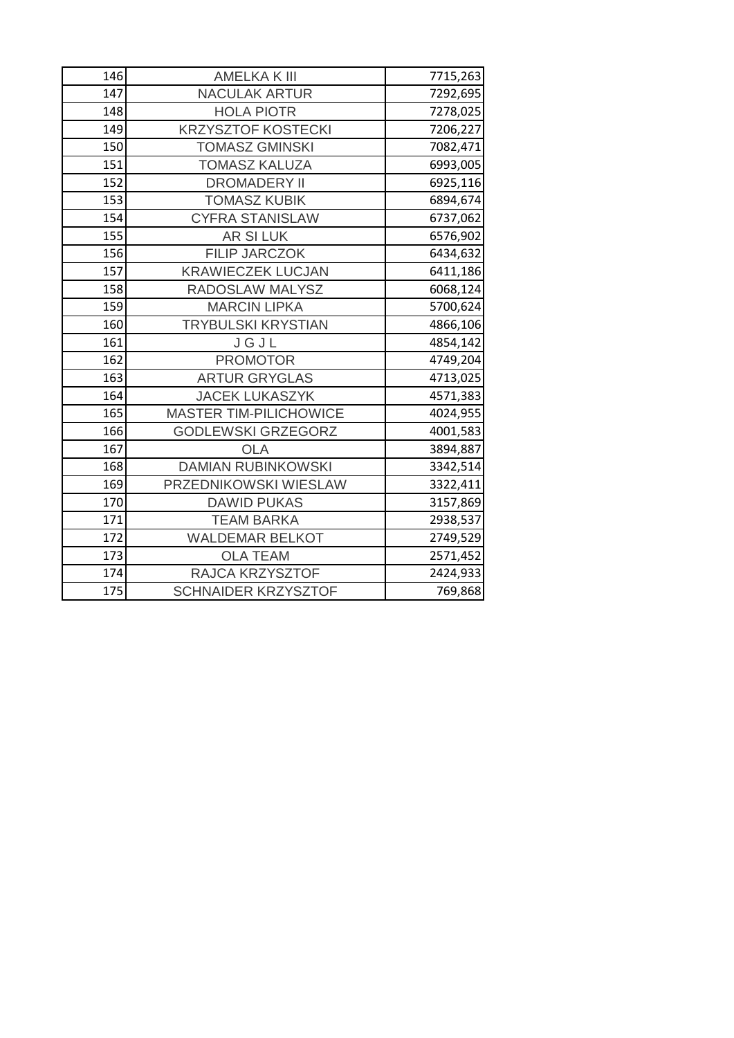| | | |
|---|---|---|
| 146 | AMELKA K III | 7715,263 |
| 147 | NACULAK ARTUR | 7292,695 |
| 148 | HOLA PIOTR | 7278,025 |
| 149 | KRZYSZTOF KOSTECKI | 7206,227 |
| 150 | TOMASZ GMINSKI | 7082,471 |
| 151 | TOMASZ KALUZA | 6993,005 |
| 152 | DROMADERY II | 6925,116 |
| 153 | TOMASZ KUBIK | 6894,674 |
| 154 | CYFRA STANISLAW | 6737,062 |
| 155 | AR SI LUK | 6576,902 |
| 156 | FILIP JARCZOK | 6434,632 |
| 157 | KRAWIECZEK LUCJAN | 6411,186 |
| 158 | RADOSLAW MALYSZ | 6068,124 |
| 159 | MARCIN LIPKA | 5700,624 |
| 160 | TRYBULSKI KRYSTIAN | 4866,106 |
| 161 | J G J L | 4854,142 |
| 162 | PROMOTOR | 4749,204 |
| 163 | ARTUR GRYGLAS | 4713,025 |
| 164 | JACEK LUKASZYK | 4571,383 |
| 165 | MASTER TIM-PILICHOWICE | 4024,955 |
| 166 | GODLEWSKI GRZEGORZ | 4001,583 |
| 167 | OLA | 3894,887 |
| 168 | DAMIAN RUBINKOWSKI | 3342,514 |
| 169 | PRZEDNIKOWSKI WIESLAW | 3322,411 |
| 170 | DAWID PUKAS | 3157,869 |
| 171 | TEAM BARKA | 2938,537 |
| 172 | WALDEMAR BELKOT | 2749,529 |
| 173 | OLA TEAM | 2571,452 |
| 174 | RAJCA KRZYSZTOF | 2424,933 |
| 175 | SCHNAIDER KRZYSZTOF | 769,868 |